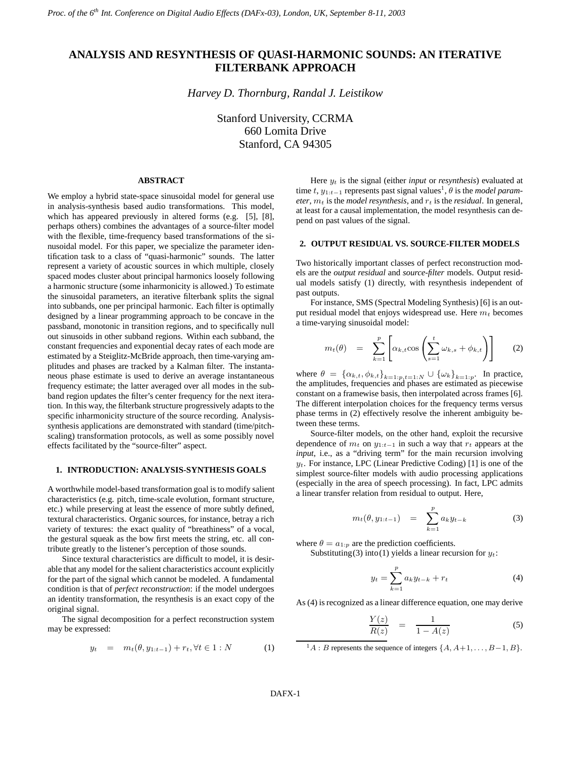# ANALYSIS AND RESYNTHESIS OF QUASI-HARMONIC SOUNDS: AN ITERATIVE FILTERBANK APPROACH

*Harvey D. Thornburg, Randal J. Leistikow*

Stanford University, CCRMA
660 Lomita Drive
Stanford, CA 94305

## ABSTRACT

We employ a hybrid state-space sinusoidal model for general use in analysis-synthesis based audio transformations. This model, which has appeared previously in altered forms (e.g. [5], [8], perhaps others) combines the advantages of a source-filter model with the flexible, time-frequency based transformations of the sinusoidal model. For this paper, we specialize the parameter identification task to a class of "quasi-harmonic" sounds. The latter represent a variety of acoustic sources in which multiple, closely spaced modes cluster about principal harmonics loosely following a harmonic structure (some inharmonicity is allowed.) To estimate the sinusoidal parameters, an iterative filterbank splits the signal into subbands, one per principal harmonic. Each filter is optimally designed by a linear programming approach to be concave in the passband, monotonic in transition regions, and to specifically null out sinusoids in other subband regions. Within each subband, the constant frequencies and exponential decay rates of each mode are estimated by a Steiglitz-McBride approach, then time-varying amplitudes and phases are tracked by a Kalman filter. The instantaneous phase estimate is used to derive an average instantaneous frequency estimate; the latter averaged over all modes in the subband region updates the filter's center frequency for the next iteration. In this way, the filterbank structure progressively adapts to the specific inharmonicity structure of the source recording. Analysis-synthesis applications are demonstrated with standard (time/pitch-scaling) transformation protocols, as well as some possibly novel effects facilitated by the "source-filter" aspect.

## 1. INTRODUCTION: ANALYSIS-SYNTHESIS GOALS

A worthwhile model-based transformation goal is to modify salient characteristics (e.g. pitch, time-scale evolution, formant structure, etc.) while preserving at least the essence of more subtly defined, textural characteristics. Organic sources, for instance, betray a rich variety of textures: the exact quality of "breathiness" of a vocal, the gestural squeak as the bow first meets the string, etc. all contribute greatly to the listener's perception of those sounds.

Since textural characteristics are difficult to model, it is desirable that any model for the salient characteristics account explicitly for the part of the signal which cannot be modeled. A fundamental condition is that of *perfect reconstruction*: if the model undergoes an identity transformation, the resynthesis is an exact copy of the original signal.

The signal decomposition for a perfect reconstruction system may be expressed:

$$y_t \quad = \quad m_t(\theta, y_{1:t-1}) + r_t, \forall t \in 1:N \tag{1}$$

Here $y_t$ is the signal (either *input* or *resynthesis*) evaluated at time $t$, $y_{1:t-1}$ represents past signal values[1], $\theta$ is the *model parameter*, $m_t$ is the *model resynthesis*, and $r_t$ is the *residual*. In general, at least for a causal implementation, the model resynthesis can depend on past values of the signal.

## 2. OUTPUT RESIDUAL VS. SOURCE-FILTER MODELS

Two historically important classes of perfect reconstruction models are the *output residual* and *source-filter* models. Output residual models satisfy (1) directly, with resynthesis independent of past outputs.

For instance, SMS (Spectral Modeling Synthesis) [6] is an output residual model that enjoys widespread use. Here $m_t$ becomes a time-varying sinusoidal model:

$$m_t(\theta) \quad = \quad \sum_{k=1}^{p} \left[ \alpha_{k,t} \cos \left( \sum_{s=1}^{t} \omega_{k,s} + \phi_{k,t} \right) \right] \tag{2}$$

where $\theta = \{\alpha_{k,t}, \phi_{k,t}\}_{k=1:p, t=1:N} \cup \{\omega_k\}_{k=1:p}$. In practice, the amplitudes, frequencies and phases are estimated as piecewise constant on a framewise basis, then interpolated across frames [6]. The different interpolation choices for the frequency terms versus phase terms in (2) effectively resolve the inherent ambiguity between these terms.

Source-filter models, on the other hand, exploit the recursive dependence of $m_t$ on $y_{1:t-1}$ in such a way that $r_t$ appears at the *input*, i.e., as a "driving term" for the main recursion involving $y_t$. For instance, LPC (Linear Predictive Coding) [1] is one of the simplest source-filter models with audio processing applications (especially in the area of speech processing). In fact, LPC admits a linear transfer relation from residual to output. Here,

$$m_t(\theta, y_{1:t-1}) \quad = \quad \sum_{k=1}^{p} a_k y_{t-k} \tag{3}$$

where $\theta = a_{1:p}$ are the prediction coefficients.

Substituting (3) into (1) yields a linear recursion for $y_t$:

$$y_t = \sum_{k=1}^{p} a_k y_{t-k} + r_t \tag{4}$$

As (4) is recognized as a linear difference equation, one may derive

$$\frac{Y(z)}{R(z)} \quad = \quad \frac{1}{1 - A(z)} \tag{5}$$

[1] $A : B$ represents the sequence of integers $\{A, A+1, \ldots, B-1, B\}$.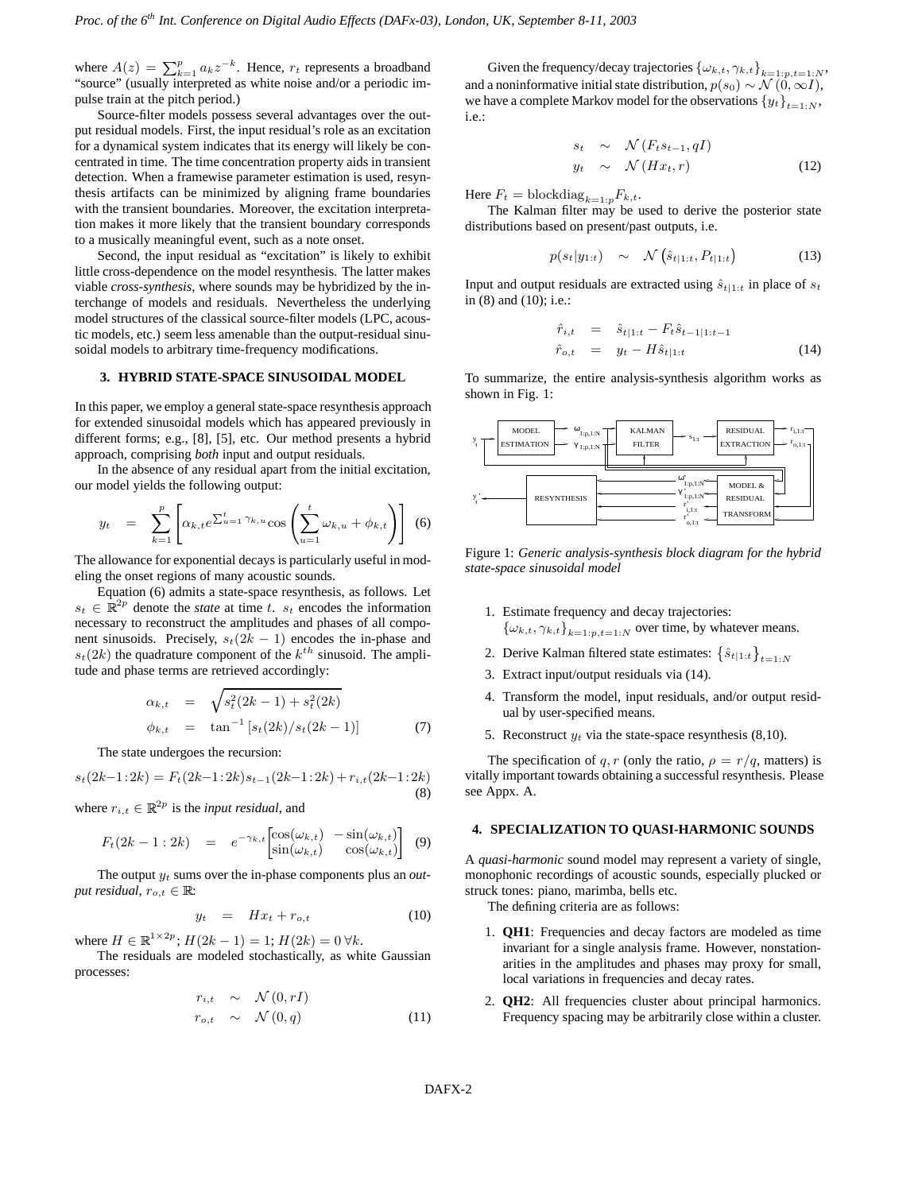where $A(z) = \sum_{k=1}^{p} a_k z^{-k}$. Hence, $r_t$ represents a broadband "source" (usually interpreted as white noise and/or a periodic impulse train at the pitch period.)

Source-filter models possess several advantages over the output residual models. First, the input residual's role as an excitation for a dynamical system indicates that its energy will likely be concentrated in time. The time concentration property aids in transient detection. When a framewise parameter estimation is used, resynthesis artifacts can be minimized by aligning frame boundaries with the transient boundaries. Moreover, the excitation interpretation makes it more likely that the transient boundary corresponds to a musically meaningful event, such as a note onset.

Second, the input residual as "excitation" is likely to exhibit little cross-dependence on the model resynthesis. The latter makes viable *cross-synthesis*, where sounds may be hybridized by the interchange of models and residuals. Nevertheless the underlying model structures of the classical source-filter models (LPC, acoustic models, etc.) seem less amenable than the output-residual sinusoidal models to arbitrary time-frequency modifications.

## 3. HYBRID STATE-SPACE SINUSOIDAL MODEL

In this paper, we employ a general state-space resynthesis approach for extended sinusoidal models which has appeared previously in different forms; e.g., [8], [5], etc. Our method presents a hybrid approach, comprising *both* input and output residuals.

In the absence of any residual apart from the initial excitation, our model yields the following output:

$$y_t = \sum_{k=1}^{p} \left[ \alpha_{k,t} e^{\sum_{u=1}^{t} \gamma_{k,u}} \cos\left( \sum_{u=1}^{t} \omega_{k,u} + \phi_{k,t} \right) \right] \quad (6)$$

The allowance for exponential decays is particularly useful in modeling the onset regions of many acoustic sounds.

Equation (6) admits a state-space resynthesis, as follows. Let $s_t \in \mathbb{R}^{2p}$ denote the *state* at time $t$. $s_t$ encodes the information necessary to reconstruct the amplitudes and phases of all component sinusoids. Precisely, $s_t(2k-1)$ encodes the in-phase and $s_t(2k)$ the quadrature component of the $k^{th}$ sinusoid. The amplitude and phase terms are retrieved accordingly:

$$\begin{aligned} \alpha_{k,t} &= \sqrt{s_t^2(2k-1) + s_t^2(2k)} \\ \phi_{k,t} &= \tan^{-1}\left[ s_t(2k)/s_t(2k-1) \right] \end{aligned} \quad (7)$$

The state undergoes the recursion:

$$s_t(2k{-}1:2k) = F_t(2k{-}1:2k) s_{t-1}(2k{-}1:2k) + r_{i,t}(2k{-}1:2k) \quad (8)$$

where $r_{i,t} \in \mathbb{R}^{2p}$ is the *input residual*, and

$$F_t(2k-1:2k) = e^{-\gamma_{k,t}} \begin{bmatrix} \cos(\omega_{k,t}) & -\sin(\omega_{k,t}) \\ \sin(\omega_{k,t}) & \cos(\omega_{k,t}) \end{bmatrix} \quad (9)$$

The output $y_t$ sums over the in-phase components plus an *output residual*, $r_{o,t} \in \mathbb{R}$:

$$y_t = Hx_t + r_{o,t} \quad (10)$$

where $H \in \mathbb{R}^{1 \times 2p}$; $H(2k-1) = 1$; $H(2k) = 0 \; \forall k$.

The residuals are modeled stochastically, as white Gaussian processes:

$$\begin{aligned} r_{i,t} &\sim \mathcal{N}(0, rI) \\ r_{o,t} &\sim \mathcal{N}(0, q) \end{aligned} \quad (11)$$

Given the frequency/decay trajectories $\{\omega_{k,t}, \gamma_{k,t}\}_{k=1:p, t=1:N}$, and a noninformative initial state distribution, $p(s_0) \sim \mathcal{N}(0, \infty I)$, we have a complete Markov model for the observations $\{y_t\}_{t=1:N}$, i.e.:

$$\begin{aligned} s_t &\sim \mathcal{N}(F_t s_{t-1}, qI) \\ y_t &\sim \mathcal{N}(Hx_t, r) \end{aligned} \quad (12)$$

Here $F_t = \mathrm{blockdiag}_{k=1:p} F_{k,t}$.

The Kalman filter may be used to derive the posterior state distributions based on present/past outputs, i.e.

$$p(s_t | y_{1:t}) \sim \mathcal{N}\left( \hat{s}_{t|1:t}, P_{t|1:t} \right) \quad (13)$$

Input and output residuals are extracted using $\hat{s}_{t|1:t}$ in place of $s_t$ in (8) and (10); i.e.:

$$\begin{aligned} \hat{r}_{i,t} &= \hat{s}_{t|1:t} - F_t \hat{s}_{t-1|1:t-1} \\ \hat{r}_{o,t} &= y_t - H\hat{s}_{t|1:t} \end{aligned} \quad (14)$$

To summarize, the entire analysis-synthesis algorithm works as shown in Fig. 1:

Figure 1: *Generic analysis-synthesis block diagram for the hybrid state-space sinusoidal model*

1. Estimate frequency and decay trajectories: $\{\omega_{k,t}, \gamma_{k,t}\}_{k=1:p, t=1:N}$ over time, by whatever means.
2. Derive Kalman filtered state estimates: $\{\hat{s}_{t|1:t}\}_{t=1:N}$
3. Extract input/output residuals via (14).
4. Transform the model, input residuals, and/or output residual by user-specified means.
5. Reconstruct $y_t$ via the state-space resynthesis (8,10).

The specification of $q, r$ (only the ratio, $\rho = r/q$, matters) is vitally important towards obtaining a successful resynthesis. Please see Appx. A.

## 4. SPECIALIZATION TO QUASI-HARMONIC SOUNDS

A *quasi-harmonic* sound model may represent a variety of single, monophonic recordings of acoustic sounds, especially plucked or struck tones: piano, marimba, bells etc.

The defining criteria are as follows:

1. **QH1**: Frequencies and decay factors are modeled as time invariant for a single analysis frame. However, nonstationarities in the amplitudes and phases may proxy for small, local variations in frequencies and decay rates.
2. **QH2**: All frequencies cluster about principal harmonics. Frequency spacing may be arbitrarily close within a cluster.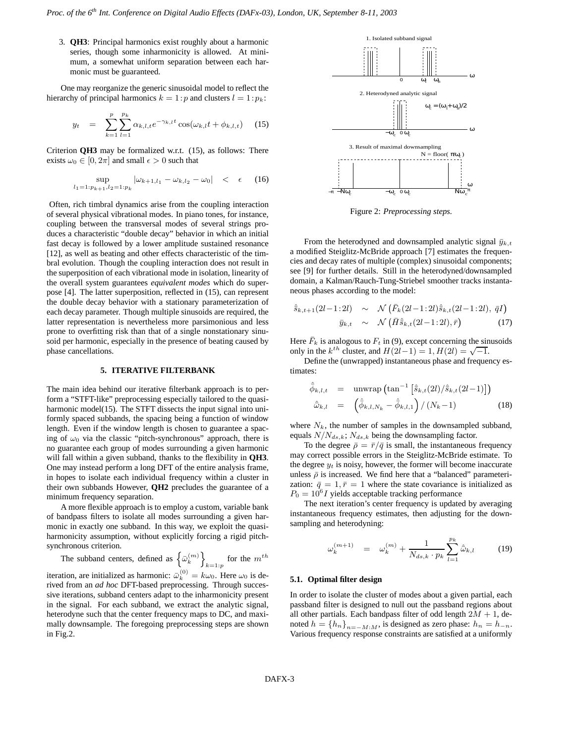3. **QH3**: Principal harmonics exist roughly about a harmonic series, though some inharmonicity is allowed. At minimum, a somewhat uniform separation between each harmonic must be guaranteed.

One may reorganize the generic sinusoidal model to reflect the hierarchy of principal harmonics $k = 1:p$ and clusters $l = 1:p_k$:

$$y_t = \sum_{k=1}^{p}\sum_{l=1}^{p_k} \alpha_{k,l,t} e^{-\gamma_{k,l} t} \cos(\omega_{k,l} t + \phi_{k,l,t}) \quad (15)$$

Criterion **QH3** may be formalized w.r.t. (15), as follows: There exists $\omega_0 \in [0, 2\pi]$ and small $\epsilon > 0$ such that

$$\sup_{l_1=1:p_{k+1}, l_2=1:p_k} |\omega_{k+1,l_1} - \omega_{k,l_2} - \omega_0| < \epsilon \quad (16)$$

Often, rich timbral dynamics arise from the coupling interaction of several physical vibrational modes. In piano tones, for instance, coupling between the transversal modes of several strings produces a characteristic "double decay" behavior in which an initial fast decay is followed by a lower amplitude sustained resonance [12], as well as beating and other effects characteristic of the timbral evolution. Though the coupling interaction does not result in the superposition of each vibrational mode in isolation, linearity of the overall system guarantees *equivalent modes* which do superpose [4]. The latter superposition, reflected in (15), can represent the double decay behavior with a stationary parameterization of each decay parameter. Though multiple sinusoids are required, the latter representation is nevertheless more parsimonious and less prone to overfitting risk than that of a single nonstationary sinusoid per harmonic, especially in the presence of beating caused by phase cancellations.

## 5. ITERATIVE FILTERBANK

The main idea behind our iterative filterbank approach is to perform a "STFT-like" preprocessing especially tailored to the quasi-harmonic model(15). The STFT dissects the input signal into uniformly spaced subbands, the spacing being a function of window length. Even if the window length is chosen to guarantee a spacing of $\omega_0$ via the classic "pitch-synchronous" approach, there is no guarantee each group of modes surrounding a given harmonic will fall within a given subband, thanks to the flexibility in **QH3**. One may instead perform a long DFT of the entire analysis frame, in hopes to isolate each individual frequency within a cluster in their own subbands However, **QH2** precludes the guarantee of a minimum frequency separation.

A more flexible approach is to employ a custom, variable bank of bandpass filters to isolate all modes surrounding a given harmonic in exactly one subband. In this way, we exploit the quasi-harmonicity assumption, without explicitly forcing a rigid pitch-synchronous criterion.

The subband centers, defined as $\left\{\bar{\omega}_k^{(m)}\right\}_{k=1:p}$ for the $m^{th}$ iteration, are initialized as harmonic: $\bar{\omega}_k^{(0)} = k\omega_0$. Here $\omega_0$ is derived from an *ad hoc* DFT-based preprocessing. Through successive iterations, subband centers adapt to the inharmonicity present in the signal. For each subband, we extract the analytic signal, heterodyne such that the center frequency maps to DC, and maximally downsample. The foregoing preprocessing steps are shown in Fig.2.

Figure 2: *Preprocessing steps.*

From the heterodyned and downsampled analytic signal $\bar{y}_{k,t}$ a modified Steiglitz-McBride approach [7] estimates the frequencies and decay rates of multiple (complex) sinusoidal components; see [9] for further details. Still in the heterodyned/downsampled domain, a Kalman/Rauch-Tung-Striebel smoother tracks instantaneous phases according to the model:

$$\begin{aligned}
\hat{\bar{s}}_{k,t+1}(2l-1:2l) &\sim \mathcal{N}\left(\bar{F}_k(2l-1:2l)\hat{\bar{s}}_{k,t}(2l-1:2l),\ \bar{q}I\right) \\
\bar{y}_{k,t} &\sim \mathcal{N}\left(\bar{H}\hat{\bar{s}}_{k,t}(2l-1:2l), \bar{r}\right)
\end{aligned} \quad (17)$$

Here $\bar{F}_k$ is analogous to $F_t$ in (9), except concerning the sinusoids only in the $k^{th}$ cluster, and $H(2l-1) = 1, H(2l) = \sqrt{-1}$.

Define the (unwrapped) instantaneous phase and frequency estimates:

$$\begin{aligned}
\hat{\bar{\phi}}_{k,l,t} &= \text{unwrap}\left(\tan^{-1}\left[\hat{\bar{s}}_{k,t}(2l)/\hat{\bar{s}}_{k,t}(2l-1)\right]\right) \\
\hat{\bar{\omega}}_{k,l} &= \left(\hat{\bar{\phi}}_{k,l,N_k} - \hat{\bar{\phi}}_{k,l,1}\right)/\left(N_k - 1\right)
\end{aligned} \quad (18)$$

where $N_k$, the number of samples in the downsampled subband, equals $N/N_{ds,k}$; $N_{ds,k}$ being the downsampling factor.

To the degree $\bar{\rho} = \bar{r}/\bar{q}$ is small, the instantaneous frequency may correct possible errors in the Steiglitz-McBride estimate. To the degree $y_t$ is noisy, however, the former will become inaccurate unless $\bar{\rho}$ is increased. We find here that a "balanced" parameterization: $\bar{q} = 1, \bar{r} = 1$ where the state covariance is initialized as $P_0 = 10^6 I$ yields acceptable tracking performance

The next iteration's center frequency is updated by averaging instantaneous frequency estimates, then adjusting for the downsampling and heterodyning:

$$\omega_k^{(m+1)} = \omega_k^{(m)} + \frac{1}{N_{ds,k} \cdot p_k}\sum_{l=1}^{p_k} \hat{\bar{\omega}}_{k,l} \quad (19)$$

### 5.1. Optimal filter design

In order to isolate the cluster of modes about a given partial, each passband filter is designed to null out the passband regions about all other partials. Each bandpass filter of odd length $2M+1$, denoted $h = \{h_n\}_{n=-M:M}$, is designed as zero phase: $h_n = h_{-n}$. Various frequency response constraints are satisfied at a uniformly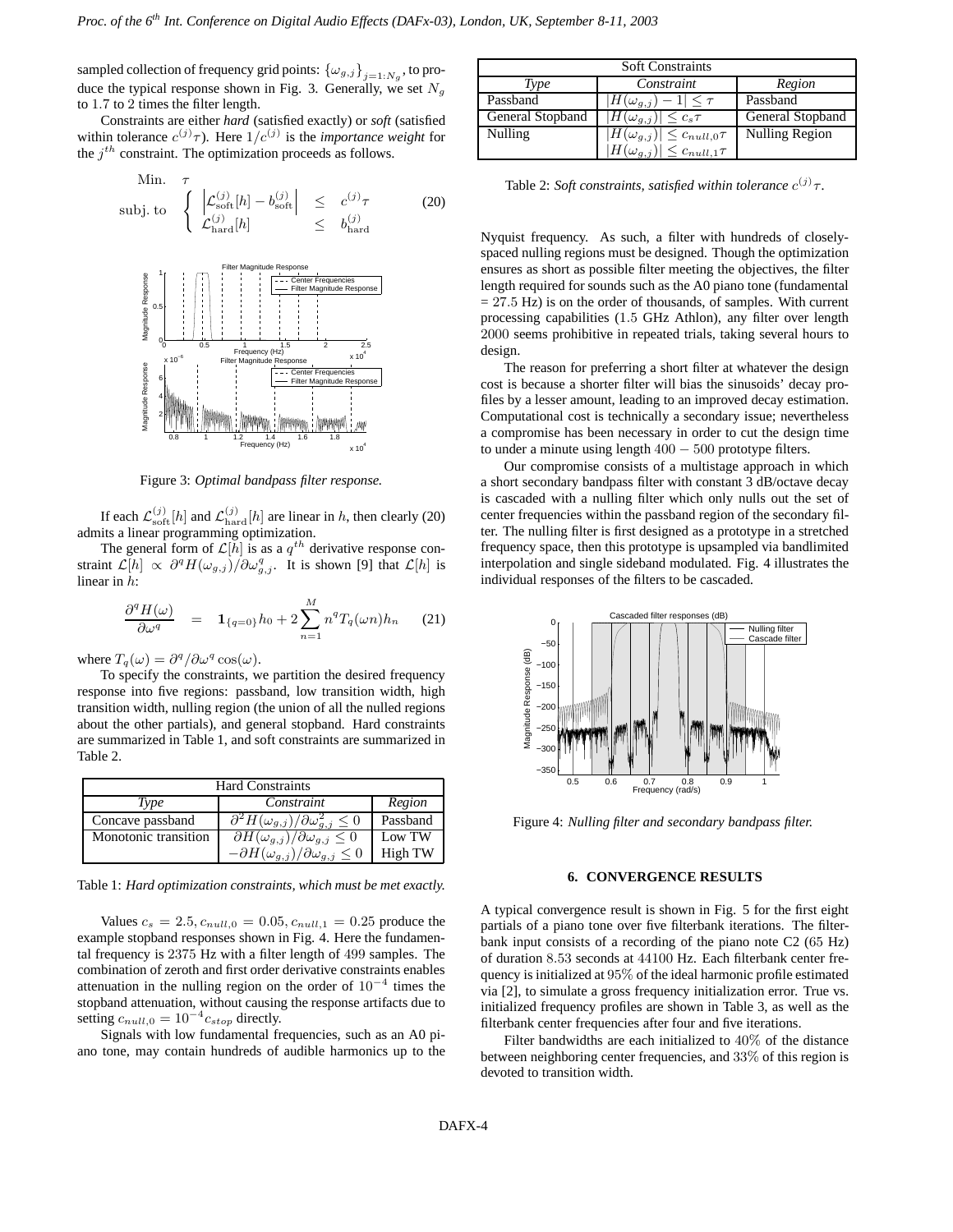sampled collection of frequency grid points: $\{\omega_{g,j}\}_{j=1:N_g}$, to produce the typical response shown in Fig. 3. Generally, we set $N_g$ to 1.7 to 2 times the filter length.

Constraints are either *hard* (satisfied exactly) or *soft* (satisfied within tolerance $c^{(j)}\tau$). Here $1/c^{(j)}$ is the *importance weight* for the $j^{th}$ constraint. The optimization proceeds as follows.

$$\begin{array}{ll} \text{Min.} & \tau \\ \text{subj. to} & \left\{ \begin{array}{lll} \left|\mathcal{L}^{(j)}_{\text{soft}}[h] - b^{(j)}_{\text{soft}}\right| & \leq & c^{(j)}\tau \\ \mathcal{L}^{(j)}_{\text{hard}}[h] & \leq & b^{(j)}_{\text{hard}} \end{array} \right. \end{array} \tag{20}$$

Figure 3: *Optimal bandpass filter response.*

If each $\mathcal{L}^{(j)}_{\text{soft}}[h]$ and $\mathcal{L}^{(j)}_{\text{hard}}[h]$ are linear in $h$, then clearly (20) admits a linear programming optimization.

The general form of $\mathcal{L}[h]$ is as a $q^{th}$ derivative response constraint $\mathcal{L}[h] \propto \partial^q H(\omega_{g,j})/\partial\omega^q_{g,j}$. It is shown [9] that $\mathcal{L}[h]$ is linear in $h$:

$$\frac{\partial^q H(\omega)}{\partial\omega^q} = \mathbf{1}_{\{q=0\}} h_0 + 2\sum_{n=1}^{M} n^q T_q(\omega n) h_n \tag{21}$$

where $T_q(\omega) = \partial^q/\partial\omega^q \cos(\omega)$.

To specify the constraints, we partition the desired frequency response into five regions: passband, low transition width, high transition width, nulling region (the union of all the nulled regions about the other partials), and general stopband. Hard constraints are summarized in Table 1, and soft constraints are summarized in Table 2.

| Hard Constraints | | |
|---|---|---|
| *Type* | *Constraint* | *Region* |
| Concave passband | $\partial^2 H(\omega_{g,j})/\partial\omega^2_{g,j} \leq 0$ | Passband |
| Monotonic transition | $\partial H(\omega_{g,j})/\partial\omega_{g,j} \leq 0$ | Low TW |
| | $-\partial H(\omega_{g,j})/\partial\omega_{g,j} \leq 0$ | High TW |

Table 1: *Hard optimization constraints, which must be met exactly.*

Values $c_s = 2.5, c_{null,0} = 0.05, c_{null,1} = 0.25$ produce the example stopband responses shown in Fig. 4. Here the fundamental frequency is 2375 Hz with a filter length of 499 samples. The combination of zeroth and first order derivative constraints enables attenuation in the nulling region on the order of $10^{-4}$ times the stopband attenuation, without causing the response artifacts due to setting $c_{null,0} = 10^{-4} c_{stop}$ directly.

Signals with low fundamental frequencies, such as an A0 piano tone, may contain hundreds of audible harmonics up to the

| Soft Constraints | | |
|---|---|---|
| *Type* | *Constraint* | *Region* |
| Passband | $\lvert H(\omega_{g,j}) - 1\rvert \leq \tau$ | Passband |
| General Stopband | $\lvert H(\omega_{g,j})\rvert \leq c_s\tau$ | General Stopband |
| Nulling | $\lvert H(\omega_{g,j})\rvert \leq c_{null,0}\tau$ | Nulling Region |
| | $\lvert H(\omega_{g,j})\rvert \leq c_{null,1}\tau$ | |

Table 2: *Soft constraints, satisfied within tolerance $c^{(j)}\tau$.*

Nyquist frequency. As such, a filter with hundreds of closely-spaced nulling regions must be designed. Though the optimization ensures as short as possible filter meeting the objectives, the filter length required for sounds such as the A0 piano tone (fundamental $= 27.5$ Hz) is on the order of thousands, of samples. With current processing capabilities (1.5 GHz Athlon), any filter over length 2000 seems prohibitive in repeated trials, taking several hours to design.

The reason for preferring a short filter at whatever the design cost is because a shorter filter will bias the sinusoids' decay profiles by a lesser amount, leading to an improved decay estimation. Computational cost is technically a secondary issue; nevertheless a compromise has been necessary in order to cut the design time to under a minute using length $400 - 500$ prototype filters.

Our compromise consists of a multistage approach in which a short secondary bandpass filter with constant 3 dB/octave decay is cascaded with a nulling filter which only nulls out the set of center frequencies within the passband region of the secondary filter. The nulling filter is first designed as a prototype in a stretched frequency space, then this prototype is upsampled via bandlimited interpolation and single sideband modulated. Fig. 4 illustrates the individual responses of the filters to be cascaded.

Figure 4: *Nulling filter and secondary bandpass filter.*

## 6. CONVERGENCE RESULTS

A typical convergence result is shown in Fig. 5 for the first eight partials of a piano tone over five filterbank iterations. The filterbank input consists of a recording of the piano note C2 (65 Hz) of duration 8.53 seconds at 44100 Hz. Each filterbank center frequency is initialized at 95% of the ideal harmonic profile estimated via [2], to simulate a gross frequency initialization error. True vs. initialized frequency profiles are shown in Table 3, as well as the filterbank center frequencies after four and five iterations.

Filter bandwidths are each initialized to 40% of the distance between neighboring center frequencies, and 33% of this region is devoted to transition width.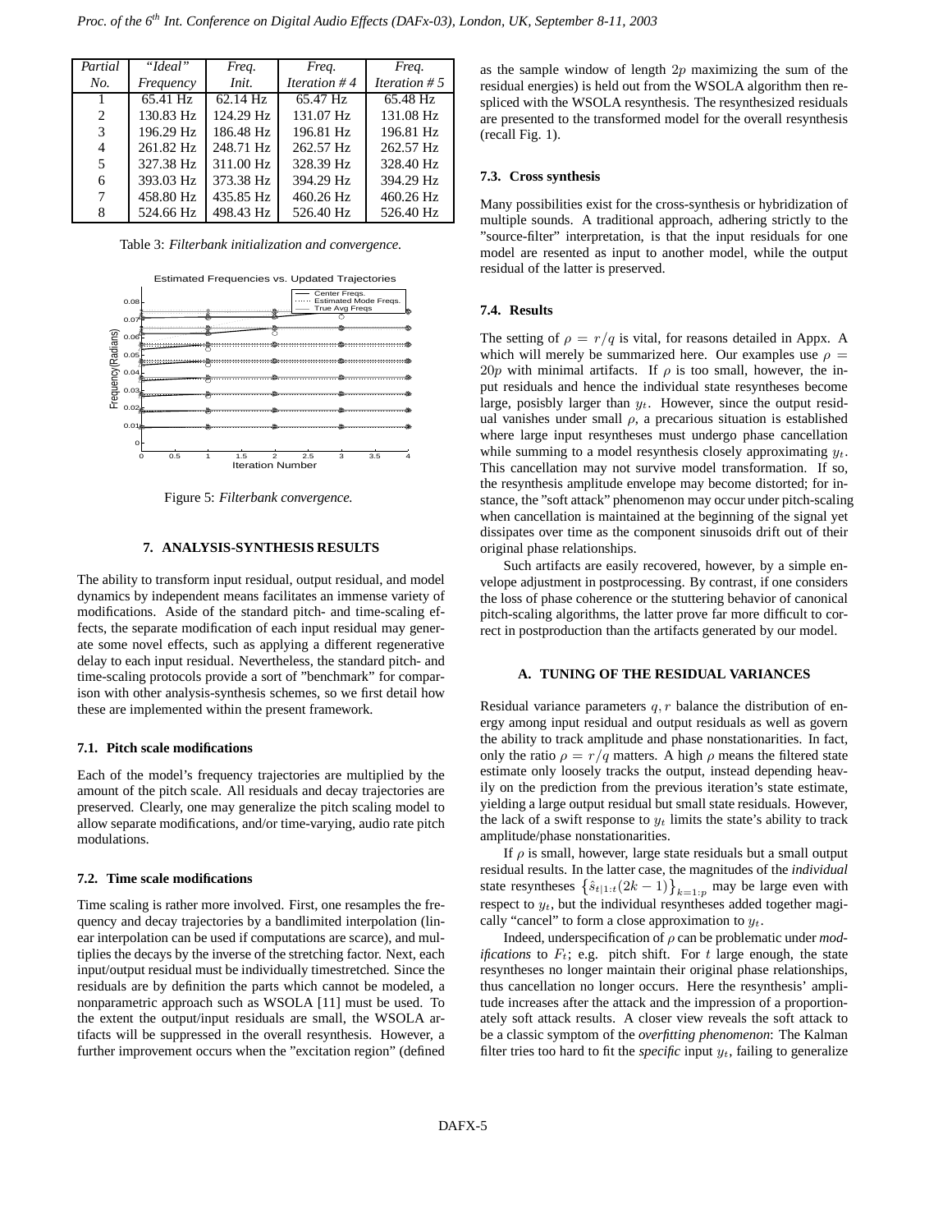| Partial No. | "Ideal" Frequency | Freq. Init. | Freq. Iteration # 4 | Freq. Iteration # 5 |
|---|---|---|---|---|
| 1 | 65.41 Hz | 62.14 Hz | 65.47 Hz | 65.48 Hz |
| 2 | 130.83 Hz | 124.29 Hz | 131.07 Hz | 131.08 Hz |
| 3 | 196.29 Hz | 186.48 Hz | 196.81 Hz | 196.81 Hz |
| 4 | 261.82 Hz | 248.71 Hz | 262.57 Hz | 262.57 Hz |
| 5 | 327.38 Hz | 311.00 Hz | 328.39 Hz | 328.40 Hz |
| 6 | 393.03 Hz | 373.38 Hz | 394.29 Hz | 394.29 Hz |
| 7 | 458.80 Hz | 435.85 Hz | 460.26 Hz | 460.26 Hz |
| 8 | 524.66 Hz | 498.43 Hz | 526.40 Hz | 526.40 Hz |

Table 3: *Filterbank initialization and convergence.*

Figure 5: *Filterbank convergence.*

## 7. ANALYSIS-SYNTHESIS RESULTS

The ability to transform input residual, output residual, and model dynamics by independent means facilitates an immense variety of modifications. Aside of the standard pitch- and time-scaling effects, the separate modification of each input residual may generate some novel effects, such as applying a different regenerative delay to each input residual. Nevertheless, the standard pitch- and time-scaling protocols provide a sort of "benchmark" for comparison with other analysis-synthesis schemes, so we first detail how these are implemented within the present framework.

### 7.1. Pitch scale modifications

Each of the model's frequency trajectories are multiplied by the amount of the pitch scale. All residuals and decay trajectories are preserved. Clearly, one may generalize the pitch scaling model to allow separate modifications, and/or time-varying, audio rate pitch modulations.

### 7.2. Time scale modifications

Time scaling is rather more involved. First, one resamples the frequency and decay trajectories by a bandlimited interpolation (linear interpolation can be used if computations are scarce), and multiplies the decays by the inverse of the stretching factor. Next, each input/output residual must be individually timestretched. Since the residuals are by definition the parts which cannot be modeled, a nonparametric approach such as WSOLA [11] must be used. To the extent the output/input residuals are small, the WSOLA artifacts will be suppressed in the overall resynthesis. However, a further improvement occurs when the "excitation region" (defined as the sample window of length $2p$ maximizing the sum of the residual energies) is held out from the WSOLA algorithm then respliced with the WSOLA resynthesis. The resynthesized residuals are presented to the transformed model for the overall resynthesis (recall Fig. 1).

### 7.3. Cross synthesis

Many possibilities exist for the cross-synthesis or hybridization of multiple sounds. A traditional approach, adhering strictly to the "source-filter" interpretation, is that the input residuals for one model are resented as input to another model, while the output residual of the latter is preserved.

### 7.4. Results

The setting of $\rho = r/q$ is vital, for reasons detailed in Appx. A which will merely be summarized here. Our examples use $\rho = 20p$ with minimal artifacts. If $\rho$ is too small, however, the input residuals and hence the individual state resyntheses become large, posisbly larger than $y_t$. However, since the output residual vanishes under small $\rho$, a precarious situation is established where large input resyntheses must undergo phase cancellation while summing to a model resynthesis closely approximating $y_t$. This cancellation may not survive model transformation. If so, the resynthesis amplitude envelope may become distorted; for instance, the "soft attack" phenomenon may occur under pitch-scaling when cancellation is maintained at the beginning of the signal yet dissipates over time as the component sinusoids drift out of their original phase relationships.

Such artifacts are easily recovered, however, by a simple envelope adjustment in postprocessing. By contrast, if one considers the loss of phase coherence or the stuttering behavior of canonical pitch-scaling algorithms, the latter prove far more difficult to correct in postproduction than the artifacts generated by our model.

## A. TUNING OF THE RESIDUAL VARIANCES

Residual variance parameters $q, r$ balance the distribution of energy among input residual and output residuals as well as govern the ability to track amplitude and phase nonstationarities. In fact, only the ratio $\rho = r/q$ matters. A high $\rho$ means the filtered state estimate only loosely tracks the output, instead depending heavily on the prediction from the previous iteration's state estimate, yielding a large output residual but small state residuals. However, the lack of a swift response to $y_t$ limits the state's ability to track amplitude/phase nonstationarities.

If $\rho$ is small, however, large state residuals but a small output residual results. In the latter case, the magnitudes of the *individual* state resyntheses $\{\hat{s}_{t|1:t}(2k-1)\}_{k=1:p}$ may be large even with respect to $y_t$, but the individual resyntheses added together magically "cancel" to form a close approximation to $y_t$.

Indeed, underspecification of $\rho$ can be problematic under *modifications* to $F_t$; e.g. pitch shift. For $t$ large enough, the state resyntheses no longer maintain their original phase relationships, thus cancellation no longer occurs. Here the resynthesis' amplitude increases after the attack and the impression of a proportionately soft attack results. A closer view reveals the soft attack to be a classic symptom of the *overfitting phenomenon*: The Kalman filter tries too hard to fit the *specific* input $y_t$, failing to generalize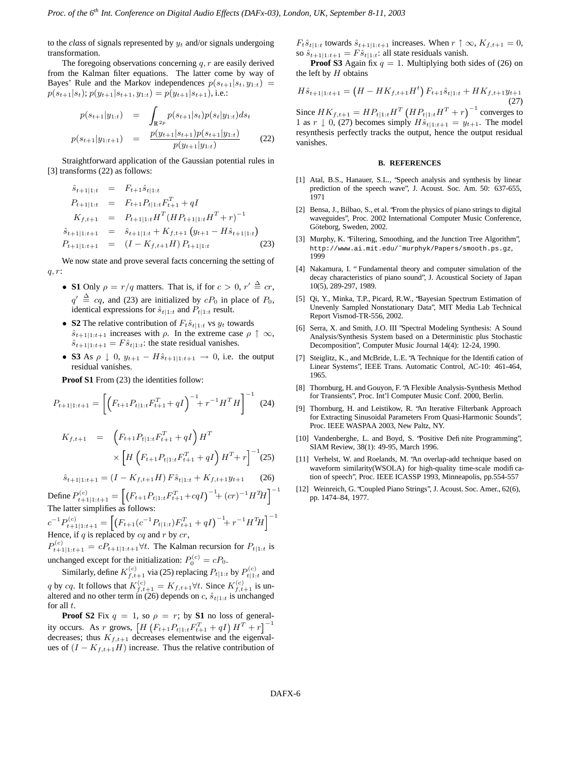to the *class* of signals represented by $y_t$ and/or signals undergoing transformation.

The foregoing observations concerning $q, r$ are easily derived from the Kalman filter equations. The latter come by way of Bayes' Rule and the Markov independences $p(s_{t+1}|s_t, y_{1:t}) = p(s_{t+1}|s_t)$; $p(y_{t+1}|s_{t+1}, y_{1:t}) = p(y_{t+1}|s_{t+1})$, i.e.:

$$
\begin{aligned}
p(s_{t+1}|y_{1:t}) &= \int_{\mathbb{R}^{2p}} p(s_{t+1}|s_t)p(s_t|y_{1:t})ds_t \\
p(s_{t+1}|y_{1:t+1}) &= \frac{p(y_{t+1}|s_{t+1})p(s_{t+1}|y_{1:t})}{p(y_{t+1}|y_{1:t})} \qquad (22)
\end{aligned}
$$

Straightforward application of the Gaussian potential rules in [3] transforms (22) as follows:

$$
\begin{aligned}
\hat{s}_{t+1|1:t} &= F_{t+1}\hat{s}_{t|1:t} \\
P_{t+1|1:t} &= F_{t+1}P_{t|1:t}F_{t+1}^T + qI \\
K_{f,t+1} &= P_{t+1|1:t}H^T(HP_{t+1|1:t}H^T + r)^{-1} \\
\hat{s}_{t+1|1:t+1} &= \hat{s}_{t+1|1:t} + K_{f,t+1}\left(y_{t+1} - H\hat{s}_{t+1|1:t}\right) \\
P_{t+1|1:t+1} &= \left(I - K_{f,t+1}H\right)P_{t+1|1:t} \qquad (23)
\end{aligned}
$$

We now state and prove several facts concerning the setting of $q, r$:

- **S1** Only $\rho = r/q$ matters. That is, if for $c > 0$, $r' \triangleq cr$, $q' \triangleq cq$, and (23) are initialized by $cP_0$ in place of $P_0$, identical expressions for $\hat{s}_{t|1:t}$ and $P_{t|1:t}$ result.
- **S2** The relative contribution of $F_t\hat{s}_{t|1:t}$ vs $y_t$ towards $\hat{s}_{t+1|1:t+1}$ increases with $\rho$. In the extreme case $\rho \uparrow \infty$, $\hat{s}_{t+1|1:t+1} = F\hat{s}_{t|1:t}$: the state residual vanishes.
- **S3** As $\rho \downarrow 0$, $y_{t+1} - H\hat{s}_{t+1|1:t+1} \to 0$, i.e. the output residual vanishes.

**Proof S1** From (23) the identities follow:

$$
P_{t+1|1:t+1} = \left[\left(F_{t+1}P_{t|1:t}F_{t+1}^T + qI\right)^{-1} + r^{-1}H^TH\right]^{-1} \quad (24)
$$

$$
\begin{aligned}
K_{f,t+1} &= \left(F_{t+1}P_{t|1:t}F_{t+1}^T + qI\right)H^T \\
&\times \left[H\left(F_{t+1}P_{t|1:t}F_{t+1}^T + qI\right)H^T + r\right]^{-1} (25)
\end{aligned}
$$

$$
\hat{s}_{t+1|1:t+1} = \left(I - K_{f,t+1}H\right)F\hat{s}_{t|1:t} + K_{f,t+1}y_{t+1} \qquad (26)
$$

Define $P^{(c)}_{t+1|1:t+1} = \left[\left(F_{t+1}P_{t|1:t}F_{t+1}^T + cqI\right)^{-1} + (cr)^{-1}H^TH\right]^{-1}$ The latter simplifies as follows:

$c^{-1}P^{(c)}_{t+1|1:t+1} = \left[\left(F_{t+1}(c^{-1}P_{t|1:t})F_{t+1}^T + qI\right)^{-1} + r^{-1}H^TH\right]^{-1}$

Hence, if $q$ is replaced by $cq$ and $r$ by $cr$,

$P^{(c)}_{t+1|1:t+1} = cP_{t+1|1:t+1}\forall t$. The Kalman recursion for $P_{t|1:t}$ is unchanged except for the initialization: $P^{(c)}_0 = cP_0$.

Similarly, define $K^{(c)}_{f,t+1}$ via (25) replacing $P_{t|1:t}$ by $P^{(c)}_{t|1:t}$ and $q$ by $cq$. It follows that $K^{(c)}_{f,t+1} = K_{f,t+1}\forall t$. Since $K^{(c)}_{f,t+1}$ is unaltered and no other term in (26) depends on $c$, $\hat{s}_{t|1:t}$ is unchanged for all $t$.

**Proof S2** Fix $q = 1$, so $\rho = r$; by **S1** no loss of generality occurs. As $r$ grows, $\left[H\left(F_{t+1}P_{t|1:t}F_{t+1}^T + qI\right)H^T + r\right]^{-1}$ decreases; thus $K_{f,t+1}$ decreases elementwise and the eigenvalues of $(I - K_{f,t+1}H)$ increase. Thus the relative contribution of $F_t\hat{s}_{t|1:t}$ towards $\hat{s}_{t+1|1:t+1}$ increases. When $r \uparrow \infty$, $K_{f,t+1} = 0$, so $\hat{s}_{t+1|1:t+1} = F\hat{s}_{t|1:t}$: all state residuals vanish.

**Proof S3** Again fix $q = 1$. Multiplying both sides of (26) on the left by $H$ obtains

$$
H\hat{s}_{t+1|1:t+1} = \left(H - HK_{f,t+1}H^t\right)F_{t+1}\hat{s}_{t|1:t} + HK_{f,t+1}y_{t+1} \quad (27)
$$

Since $HK_{f,t+1} = HP_{t|1:t}H^T\left(HP_{t|1:t}H^T + r\right)^{-1}$ converges to 1 as $r \downarrow 0$, (27) becomes simply $H\hat{s}_{t|1:t+1} = y_{t+1}$. The model resynthesis perfectly tracks the output, hence the output residual vanishes.

## B. REFERENCES

[1] Atal, B.S., Hanauer, S.L., "Speech analysis and synthesis by linear prediction of the speech wave", J. Acoust. Soc. Am. 50: 637-655, 1971

[2] Bensa, J., Bilbao, S., et al. "From the physics of piano strings to digital waveguides", Proc. 2002 International Computer Music Conference, Göteborg, Sweden, 2002.

[3] Murphy, K. "Filtering, Smoothing, and the Junction Tree Algorithm", http://www.ai.mit.edu/~murphyk/Papers/smooth.ps.gz, 1999

[4] Nakamura, I. " Fundamental theory and computer simulation of the decay characteristics of piano sound", J. Acoustical Society of Japan 10(5), 289-297, 1989.

[5] Qi, Y., Minka, T.P., Picard, R.W., "Bayesian Spectrum Estimation of Unevenly Sampled Nonstationary Data", MIT Media Lab Technical Report Vismod-TR-556, 2002.

[6] Serra, X. and Smith, J.O. III "Spectral Modeling Synthesis: A Sound Analysis/Synthesis System based on a Deterministic plus Stochastic Decomposition", Computer Music Journal 14(4): 12-24, 1990.

[7] Steiglitz, K., and McBride, L.E. "A Technique for the Identification of Linear Systems", IEEE Trans. Automatic Control, AC-10: 461-464, 1965.

[8] Thornburg, H. and Gouyon, F. "A Flexible Analysis-Synthesis Method for Transients", Proc. Int'l Computer Music Conf. 2000, Berlin.

[9] Thornburg, H. and Leistikow, R. "An Iterative Filterbank Approach for Extracting Sinusoidal Parameters From Quasi-Harmonic Sounds", Proc. IEEE WASPAA 2003, New Paltz, NY.

[10] Vandenberghe, L. and Boyd, S. "Positive Definite Programming", SIAM Review, 38(1): 49-95, March 1996.

[11] Verhelst, W. and Roelands, M. "An overlap-add technique based on waveform similarity(WSOLA) for high-quality time-scale modification of speech", Proc. IEEE ICASSP 1993, Minneapolis, pp.554-557

[12] Weinreich, G. "Coupled Piano Strings", J. Acoust. Soc. Amer., 62(6), pp. 1474–84, 1977.